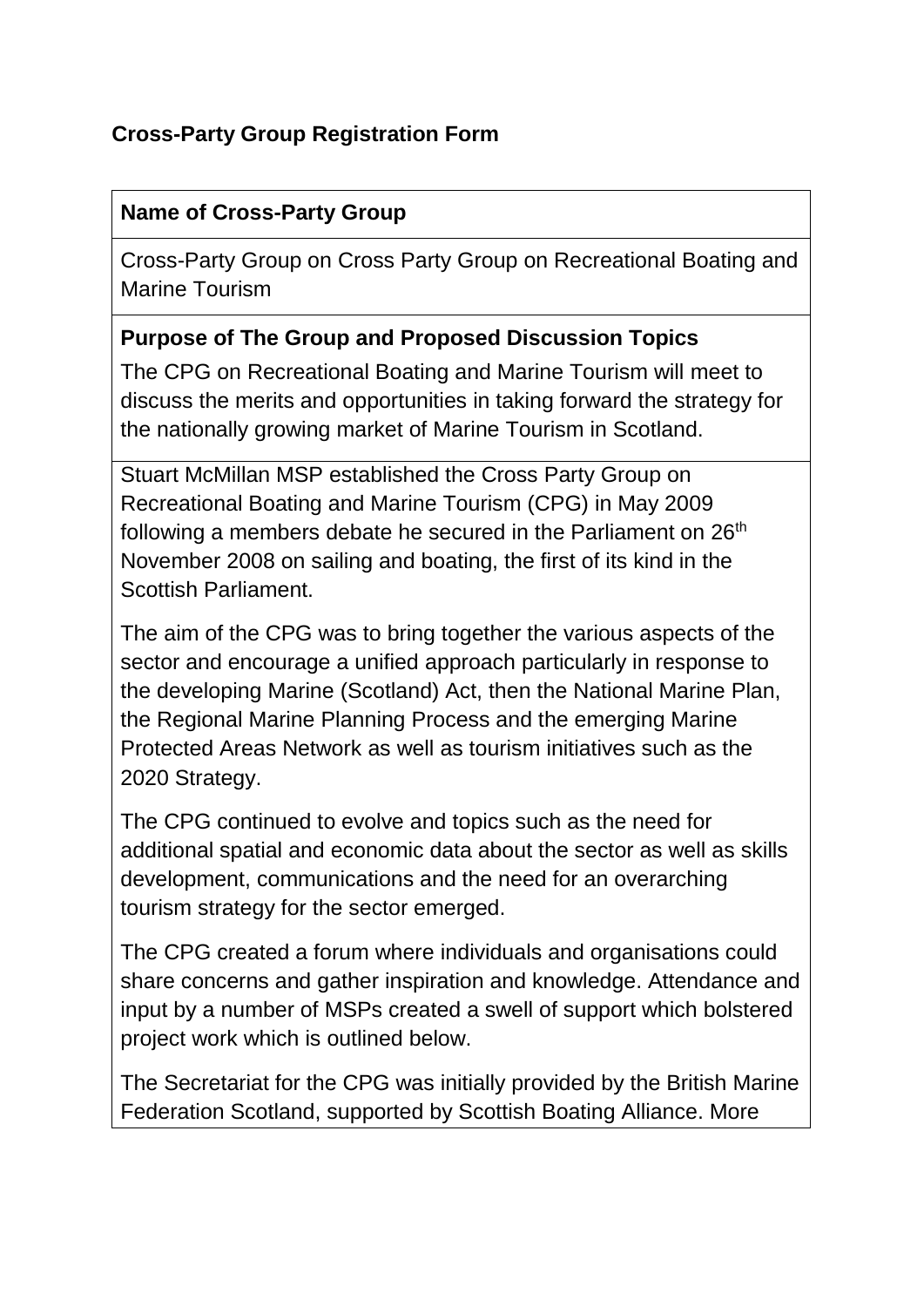## Cross-Party Group Registration Form

**Name of Cross-Party Group**

Cross-Party Group on Cross Party Group on Recreational Boating and Marine Tourism

**Purpose of The Group and Proposed Discussion Topics**

The CPG on Recreational Boating and Marine Tourism will meet to discuss the merits and opportunities in taking forward the strategy for the nationally growing market of Marine Tourism in Scotland.

Stuart McMillan MSP established the Cross Party Group on Recreational Boating and Marine Tourism (CPG) in May 2009 following a members debate he secured in the Parliament on 26th November 2008 on sailing and boating, the first of its kind in the Scottish Parliament.

The aim of the CPG was to bring together the various aspects of the sector and encourage a unified approach particularly in response to the developing Marine (Scotland) Act, then the National Marine Plan, the Regional Marine Planning Process and the emerging Marine Protected Areas Network as well as tourism initiatives such as the 2020 Strategy.

The CPG continued to evolve and topics such as the need for additional spatial and economic data about the sector as well as skills development, communications and the need for an overarching tourism strategy for the sector emerged.

The CPG created a forum where individuals and organisations could share concerns and gather inspiration and knowledge. Attendance and input by a number of MSPs created a swell of support which bolstered project work which is outlined below.

The Secretariat for the CPG was initially provided by the British Marine Federation Scotland, supported by Scottish Boating Alliance. More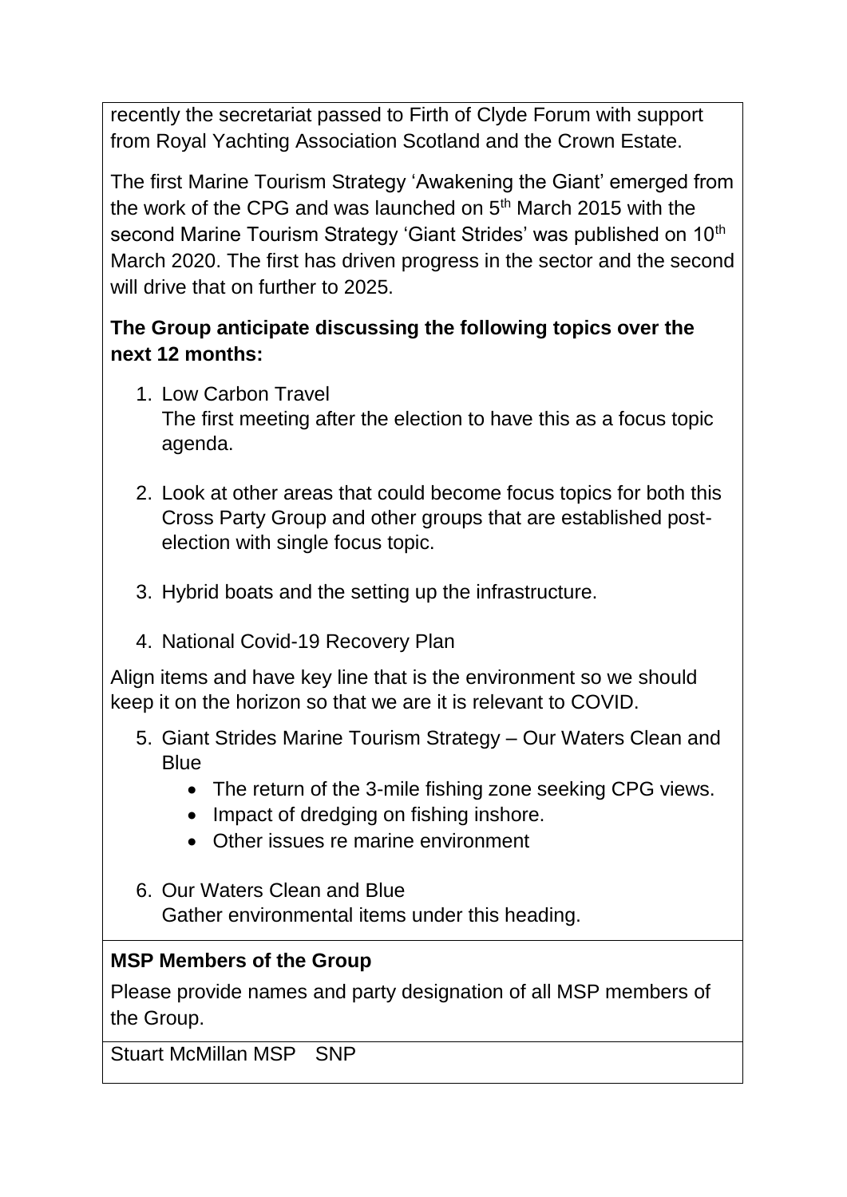recently the secretariat passed to Firth of Clyde Forum with support from Royal Yachting Association Scotland and the Crown Estate.

The first Marine Tourism Strategy 'Awakening the Giant' emerged from the work of the CPG and was launched on 5th March 2015 with the second Marine Tourism Strategy 'Giant Strides' was published on 10th March 2020. The first has driven progress in the sector and the second will drive that on further to 2025.

**The Group anticipate discussing the following topics over the next 12 months:**

1. Low Carbon Travel
   The first meeting after the election to have this as a focus topic agenda.

2. Look at other areas that could become focus topics for both this Cross Party Group and other groups that are established post-election with single focus topic.

3. Hybrid boats and the setting up the infrastructure.

4. National Covid-19 Recovery Plan

Align items and have key line that is the environment so we should keep it on the horizon so that we are it is relevant to COVID.

5. Giant Strides Marine Tourism Strategy – Our Waters Clean and Blue
   - The return of the 3-mile fishing zone seeking CPG views.
   - Impact of dredging on fishing inshore.
   - Other issues re marine environment

6. Our Waters Clean and Blue
   Gather environmental items under this heading.

**MSP Members of the Group**

Please provide names and party designation of all MSP members of the Group.

Stuart McMillan MSP SNP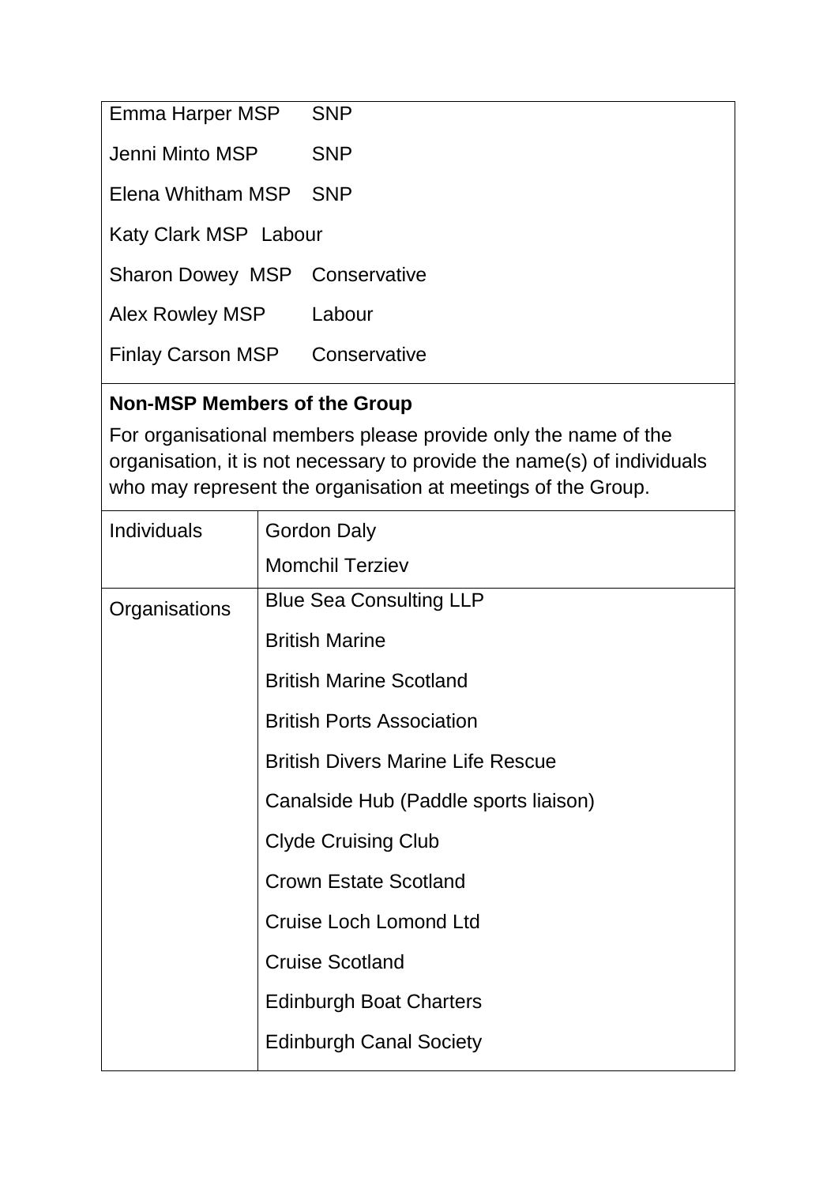| | |
|---|---|
| Emma Harper MSP | SNP |
| Jenni Minto MSP | SNP |
| Elena Whitham MSP | SNP |
| Katy Clark MSP | Labour |
| Sharon Dowey MSP | Conservative |
| Alex Rowley MSP | Labour |
| Finlay Carson MSP | Conservative |

**Non-MSP Members of the Group**

For organisational members please provide only the name of the organisation, it is not necessary to provide the name(s) of individuals who may represent the organisation at meetings of the Group.

| | |
|---|---|
| Individuals | Gordon Daly<br>Momchil Terziev |
| Organisations | Blue Sea Consulting LLP<br>British Marine<br>British Marine Scotland<br>British Ports Association<br>British Divers Marine Life Rescue<br>Canalside Hub (Paddle sports liaison)<br>Clyde Cruising Club<br>Crown Estate Scotland<br>Cruise Loch Lomond Ltd<br>Cruise Scotland<br>Edinburgh Boat Charters<br>Edinburgh Canal Society |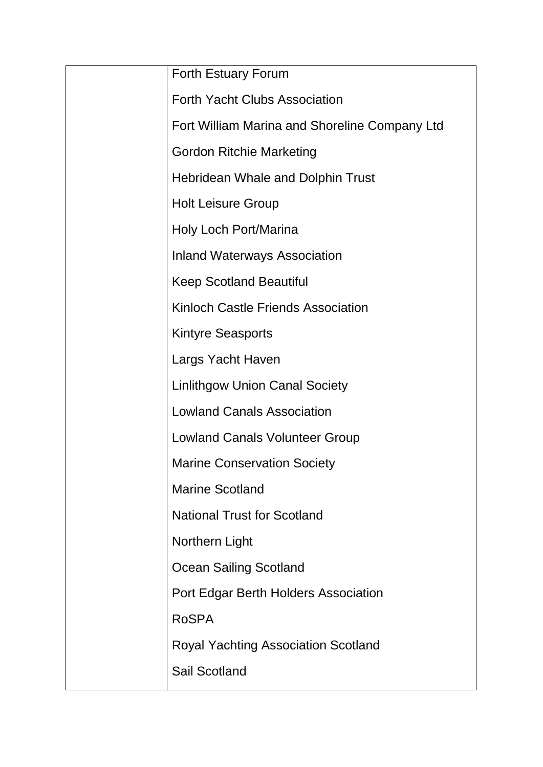| | |
|---|---|
| | Forth Estuary Forum |
| | Forth Yacht Clubs Association |
| | Fort William Marina and Shoreline Company Ltd |
| | Gordon Ritchie Marketing |
| | Hebridean Whale and Dolphin Trust |
| | Holt Leisure Group |
| | Holy Loch Port/Marina |
| | Inland Waterways Association |
| | Keep Scotland Beautiful |
| | Kinloch Castle Friends Association |
| | Kintyre Seasports |
| | Largs Yacht Haven |
| | Linlithgow Union Canal Society |
| | Lowland Canals Association |
| | Lowland Canals Volunteer Group |
| | Marine Conservation Society |
| | Marine Scotland |
| | National Trust for Scotland |
| | Northern Light |
| | Ocean Sailing Scotland |
| | Port Edgar Berth Holders Association |
| | RoSPA |
| | Royal Yachting Association Scotland |
| | Sail Scotland |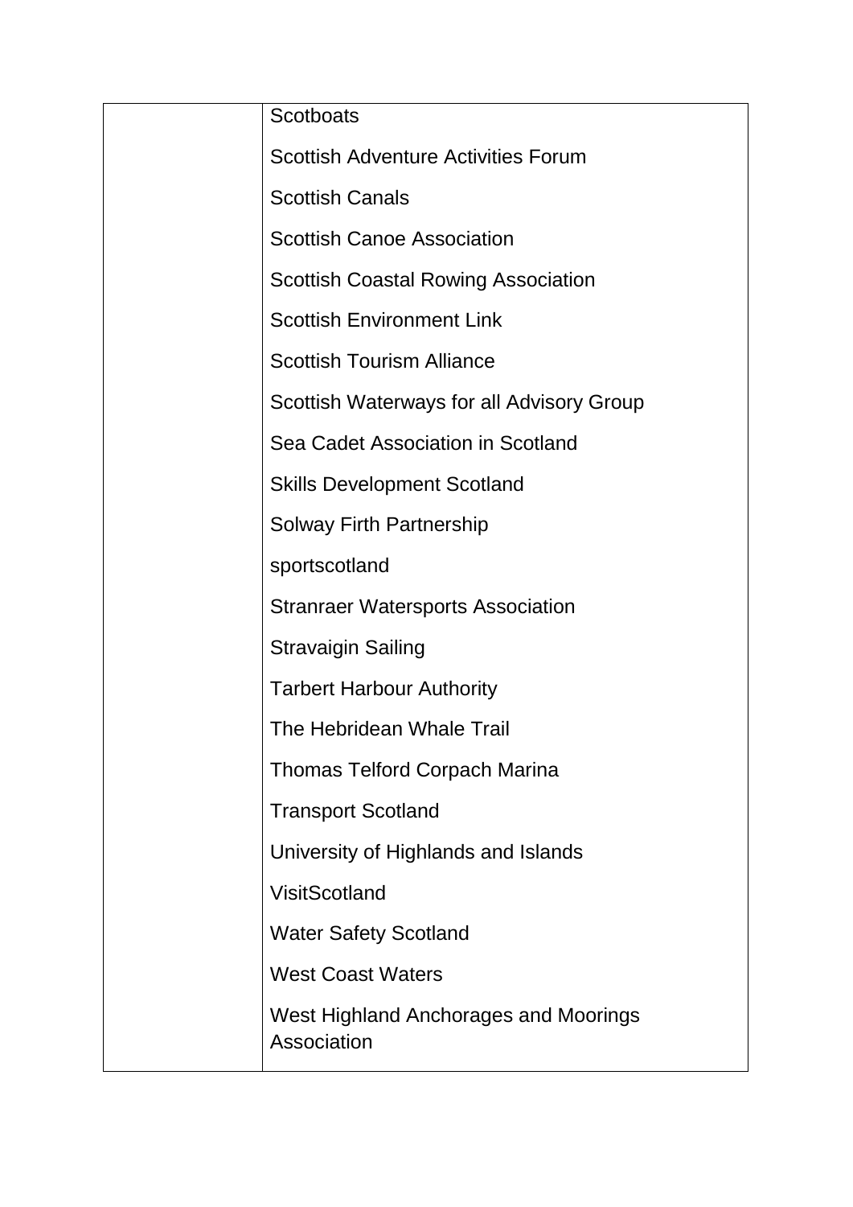| | |
|---|---|
| | Scotboats<br><br>Scottish Adventure Activities Forum<br><br>Scottish Canals<br><br>Scottish Canoe Association<br><br>Scottish Coastal Rowing Association<br><br>Scottish Environment Link<br><br>Scottish Tourism Alliance<br><br>Scottish Waterways for all Advisory Group<br><br>Sea Cadet Association in Scotland<br><br>Skills Development Scotland<br><br>Solway Firth Partnership<br><br>sportscotland<br><br>Stranraer Watersports Association<br><br>Stravaigin Sailing<br><br>Tarbert Harbour Authority<br><br>The Hebridean Whale Trail<br><br>Thomas Telford Corpach Marina<br><br>Transport Scotland<br><br>University of Highlands and Islands<br><br>VisitScotland<br><br>Water Safety Scotland<br><br>West Coast Waters<br><br>West Highland Anchorages and Moorings Association |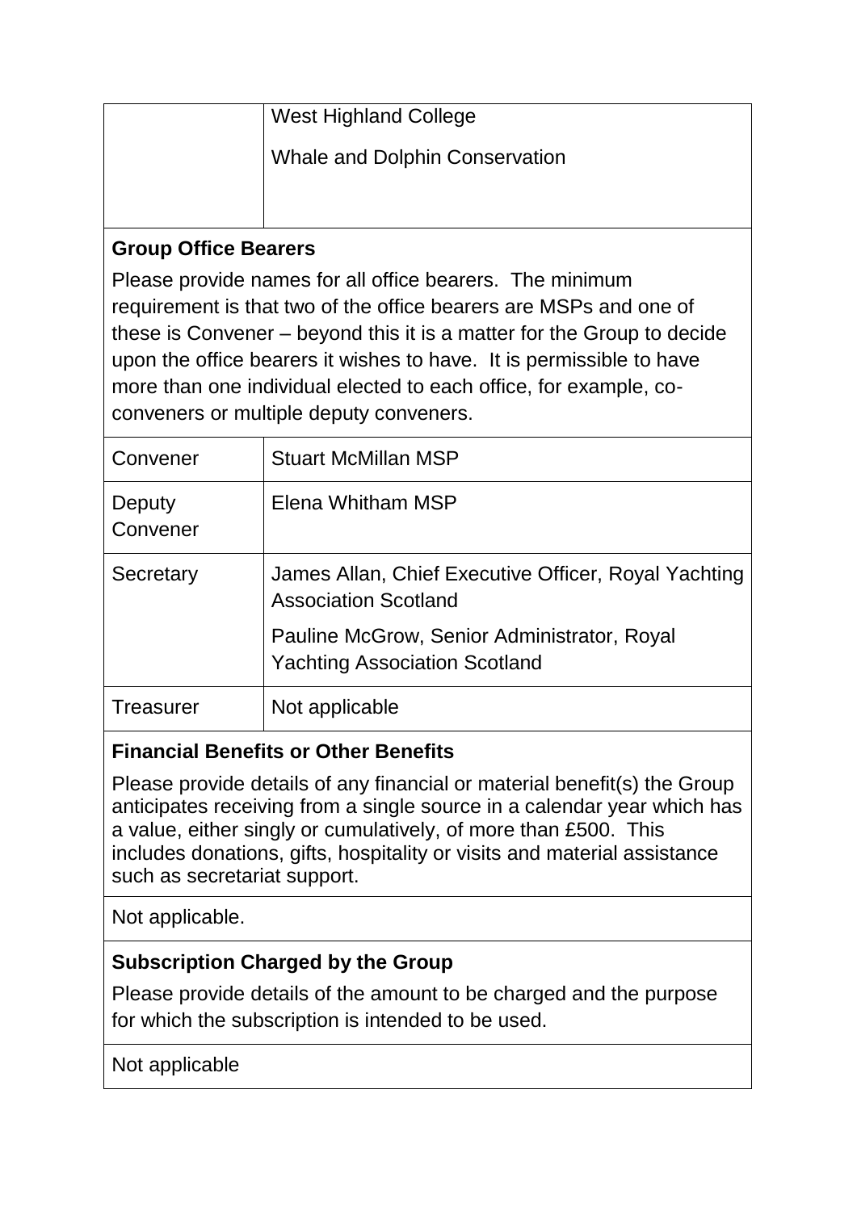| | |
|---|---|
| | West Highland College<br><br>Whale and Dolphin Conservation |

**Group Office Bearers**

Please provide names for all office bearers. The minimum requirement is that two of the office bearers are MSPs and one of these is Convener – beyond this it is a matter for the Group to decide upon the office bearers it wishes to have. It is permissible to have more than one individual elected to each office, for example, co-conveners or multiple deputy conveners.

| | |
|---|---|
| Convener | Stuart McMillan MSP |
| Deputy Convener | Elena Whitham MSP |
| Secretary | James Allan, Chief Executive Officer, Royal Yachting Association Scotland<br><br>Pauline McGrow, Senior Administrator, Royal Yachting Association Scotland |
| Treasurer | Not applicable |

**Financial Benefits or Other Benefits**

Please provide details of any financial or material benefit(s) the Group anticipates receiving from a single source in a calendar year which has a value, either singly or cumulatively, of more than £500. This includes donations, gifts, hospitality or visits and material assistance such as secretariat support.

Not applicable.

**Subscription Charged by the Group**

Please provide details of the amount to be charged and the purpose for which the subscription is intended to be used.

Not applicable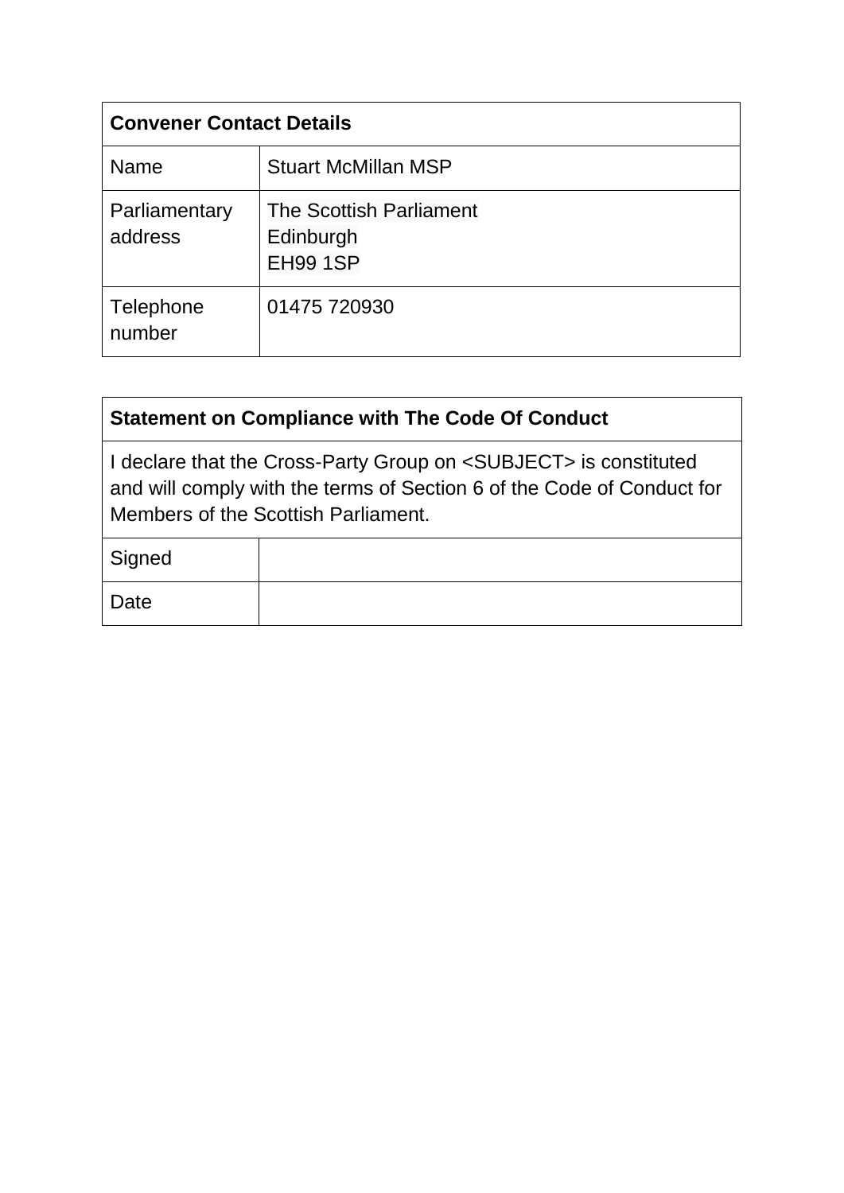| Convener Contact Details | |
|---|---|
| Name | Stuart McMillan MSP |
| Parliamentary address | The Scottish Parliament<br>Edinburgh<br>EH99 1SP |
| Telephone number | 01475 720930 |

| Statement on Compliance with The Code Of Conduct | |
|---|---|
| I declare that the Cross-Party Group on <SUBJECT> is constituted and will comply with the terms of Section 6 of the Code of Conduct for Members of the Scottish Parliament. | |
| Signed | |
| Date | |